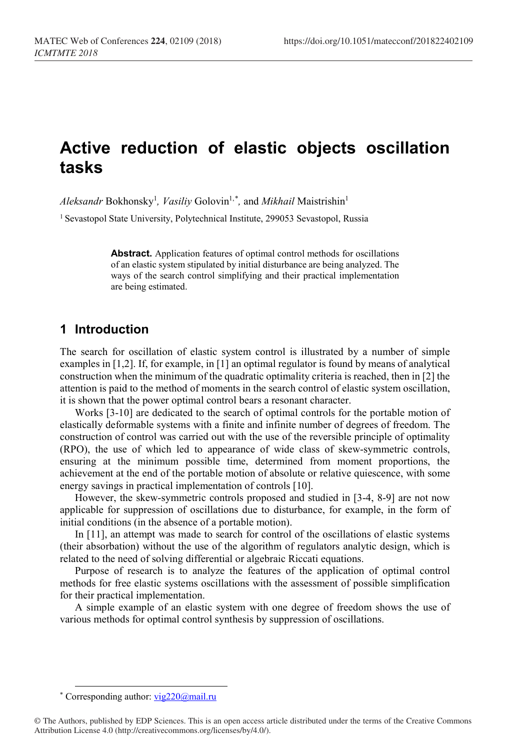# Active reduction of elastic objects oscillation tasks

*Aleksandr* Bokhonsky[1], *Vasiliy* Golovin[1,*], and *Mikhail* Maistrishin[1]

[1] Sevastopol State University, Polytechnical Institute, 299053 Sevastopol, Russia

**Abstract.** Application features of optimal control methods for oscillations of an elastic system stipulated by initial disturbance are being analyzed. The ways of the search control simplifying and their practical implementation are being estimated.

## 1 Introduction

The search for oscillation of elastic system control is illustrated by a number of simple examples in [1,2]. If, for example, in [1] an optimal regulator is found by means of analytical construction when the minimum of the quadratic optimality criteria is reached, then in [2] the attention is paid to the method of moments in the search control of elastic system oscillation, it is shown that the power optimal control bears a resonant character.

Works [3-10] are dedicated to the search of optimal controls for the portable motion of elastically deformable systems with a finite and infinite number of degrees of freedom. The construction of control was carried out with the use of the reversible principle of optimality (RPO), the use of which led to appearance of wide class of skew-symmetric controls, ensuring at the minimum possible time, determined from moment proportions, the achievement at the end of the portable motion of absolute or relative quiescence, with some energy savings in practical implementation of controls [10].

However, the skew-symmetric controls proposed and studied in [3-4, 8-9] are not now applicable for suppression of oscillations due to disturbance, for example, in the form of initial conditions (in the absence of a portable motion).

In [11], an attempt was made to search for control of the oscillations of elastic systems (their absorbation) without the use of the algorithm of regulators analytic design, which is related to the need of solving differential or algebraic Riccati equations.

Purpose of research is to analyze the features of the application of optimal control methods for free elastic systems oscillations with the assessment of possible simplification for their practical implementation.

A simple example of an elastic system with one degree of freedom shows the use of various methods for optimal control synthesis by suppression of oscillations.

* Corresponding author: vig220@mail.ru

© The Authors, published by EDP Sciences. This is an open access article distributed under the terms of the Creative Commons Attribution License 4.0 (http://creativecommons.org/licenses/by/4.0/).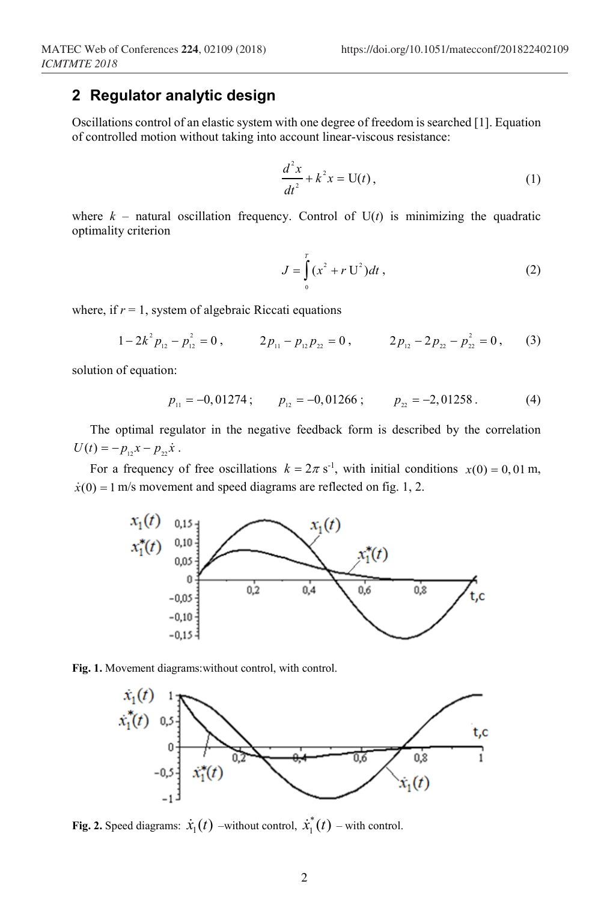## 2 Regulator analytic design

Oscillations control of an elastic system with one degree of freedom is searched [1]. Equation of controlled motion without taking into account linear-viscous resistance:

$$\frac{d^2x}{dt^2} + k^2 x = \mathrm{U}(t), \tag{1}$$

where $k$ – natural oscillation frequency. Control of U($t$) is minimizing the quadratic optimality criterion

$$J = \int_0^T (x^2 + r\,\mathrm{U}^2)dt, \tag{2}$$

where, if $r = 1$, system of algebraic Riccati equations

$$1 - 2k^2 p_{12} - p_{12}^2 = 0, \qquad 2p_{11} - p_{12}p_{22} = 0, \qquad 2p_{12} - 2p_{22} - p_{22}^2 = 0, \tag{3}$$

solution of equation:

$$p_{11} = -0,01274; \qquad p_{12} = -0,01266; \qquad p_{22} = -2,01258. \tag{4}$$

The optimal regulator in the negative feedback form is described by the correlation $U(t) = -p_{12}x - p_{22}\dot{x}$.

For a frequency of free oscillations $k = 2\pi$ s$^{-1}$, with initial conditions $x(0) = 0,01$ m, $\dot{x}(0) = 1$ m/s movement and speed diagrams are reflected on fig. 1, 2.

**Fig. 1.** Movement diagrams:without control, with control.

**Fig. 2.** Speed diagrams: $\dot{x}_1(t)$ –without control, $\dot{x}_1^*(t)$ – with control.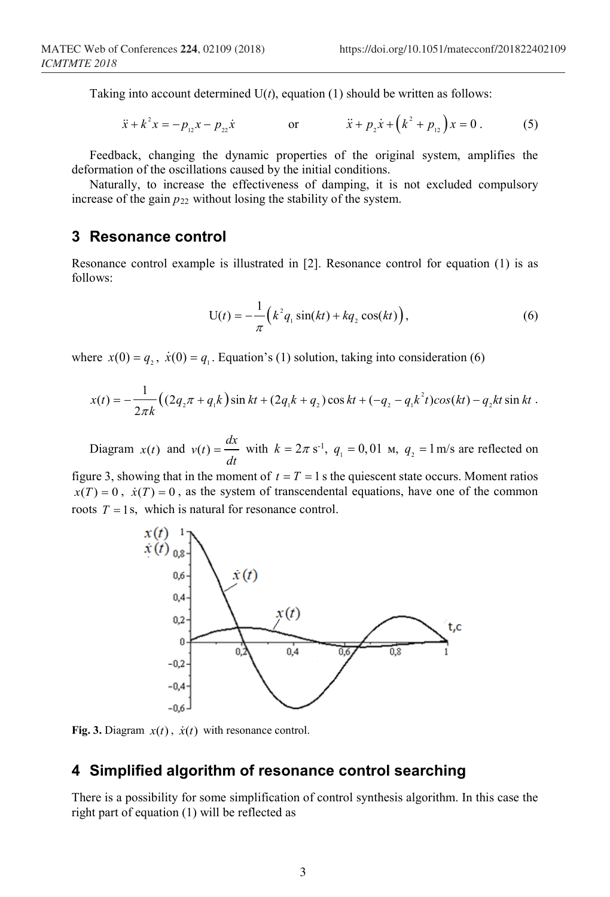Taking into account determined U($t$), equation (1) should be written as follows:

$$\ddot{x} + k^2 x = -p_{12} x - p_{22}\dot{x} \qquad \text{or} \qquad \ddot{x} + p_2\dot{x} + \left(k^2 + p_{12}\right)x = 0 . \tag{5}$$

Feedback, changing the dynamic properties of the original system, amplifies the deformation of the oscillations caused by the initial conditions.

Naturally, to increase the effectiveness of damping, it is not excluded compulsory increase of the gain $p_{22}$ without losing the stability of the system.

## 3 Resonance control

Resonance control example is illustrated in [2]. Resonance control for equation (1) is as follows:

$$\mathrm{U}(t) = -\frac{1}{\pi}\left(k^2 q_1 \sin(kt) + k q_2 \cos(kt)\right), \tag{6}$$

where $x(0) = q_2$, $\dot{x}(0) = q_1$. Equation's (1) solution, taking into consideration (6)

$$x(t) = -\frac{1}{2\pi k}\left((2q_2\pi + q_1 k)\sin kt + (2q_1 k + q_2)\cos kt + (-q_2 - q_1 k^2 t)cos(kt) - q_2 kt \sin kt\right.$$

Diagram $x(t)$ and $v(t) = \dfrac{dx}{dt}$ with $k = 2\pi$ s$^{-1}$, $q_1 = 0,01$ м, $q_2 = 1$ m/s are reflected on figure 3, showing that in the moment of $t = T = 1$ s the quiescent state occurs. Moment ratios $x(T) = 0$, $\dot{x}(T) = 0$, as the system of transcendental equations, have one of the common roots $T = 1$ s, which is natural for resonance control.

**Fig. 3.** Diagram $x(t)$, $\dot{x}(t)$ with resonance control.

## 4 Simplified algorithm of resonance control searching

There is a possibility for some simplification of control synthesis algorithm. In this case the right part of equation (1) will be reflected as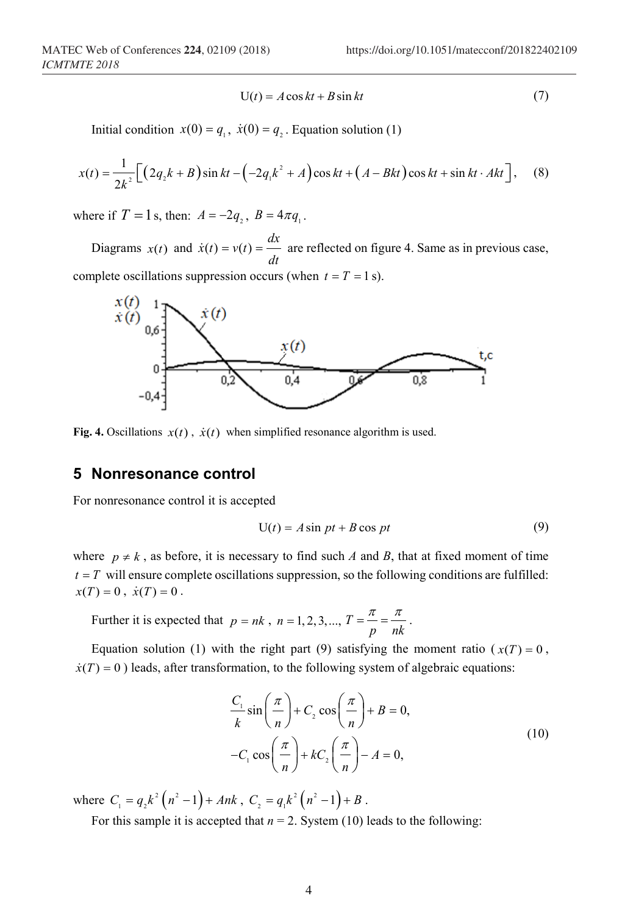$$\mathrm{U}(t) = A\cos kt + B\sin kt \tag{7}$$

Initial condition $x(0) = q_1$, $\dot{x}(0) = q_2$. Equation solution (1)

$$x(t) = \frac{1}{2k^2}\Big[\big(2q_2k + B\big)\sin kt - \big(-2q_1k^2 + A\big)\cos kt + \big(A - Bkt\big)\cos kt + \sin kt \cdot Akt\Big], \tag{8}$$

where if $T = 1$ s, then: $A = -2q_2$, $B = 4\pi q_1$.

Diagrams $x(t)$ and $\dot{x}(t) = v(t) = \dfrac{dx}{dt}$ are reflected on figure 4. Same as in previous case, complete oscillations suppression occurs (when $t = T = 1$ s).

**Fig. 4.** Oscillations $x(t)$, $\dot{x}(t)$ when simplified resonance algorithm is used.

## 5 Nonresonance control

For nonresonance control it is accepted

$$\mathrm{U}(t) = A\sin pt + B\cos pt \tag{9}$$

where $p \neq k$, as before, it is necessary to find such *A* and *B*, that at fixed moment of time $t = T$ will ensure complete oscillations suppression, so the following conditions are fulfilled: $x(T) = 0$, $\dot{x}(T) = 0$.

Further it is expected that $p = nk$, $n = 1, 2, 3, \ldots$, $T = \dfrac{\pi}{p} = \dfrac{\pi}{nk}$.

Equation solution (1) with the right part (9) satisfying the moment ratio ($x(T) = 0$, $\dot{x}(T) = 0$) leads, after transformation, to the following system of algebraic equations:

$$\begin{aligned} &\frac{C_1}{k}\sin\left(\frac{\pi}{n}\right) + C_2\cos\left(\frac{\pi}{n}\right) + B = 0, \\ &-C_1\cos\left(\frac{\pi}{n}\right) + kC_2\left(\frac{\pi}{n}\right) - A = 0, \end{aligned} \tag{10}$$

where $C_1 = q_2k^2\left(n^2 - 1\right) + Ank$, $C_2 = q_1k^2\left(n^2 - 1\right) + B$.

For this sample it is accepted that *n* = 2. System (10) leads to the following: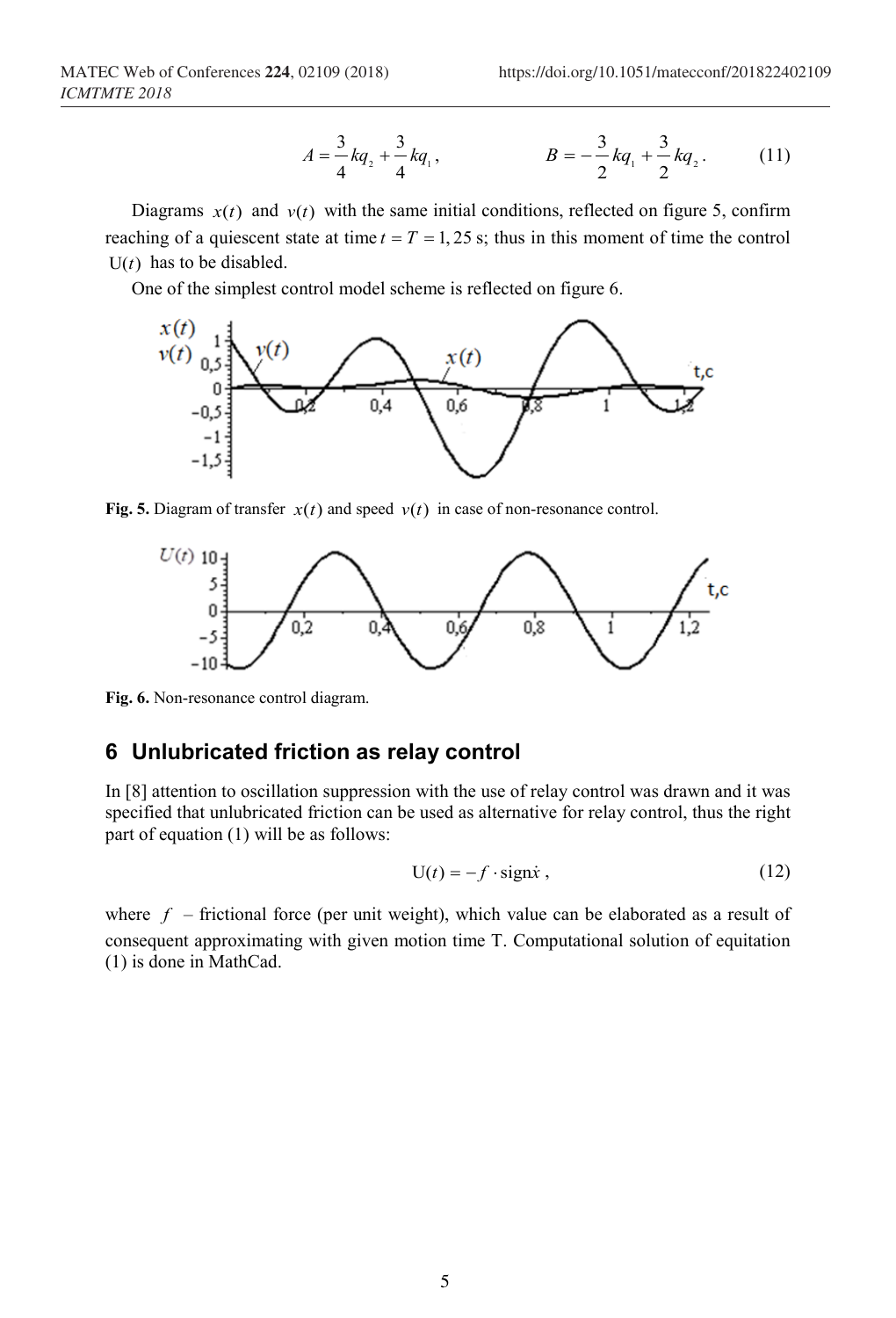$$A = \frac{3}{4}kq_2 + \frac{3}{4}kq_1, \qquad B = -\frac{3}{2}kq_1 + \frac{3}{2}kq_2. \tag{11}$$

Diagrams $x(t)$ and $v(t)$ with the same initial conditions, reflected on figure 5, confirm reaching of a quiescent state at time $t = T = 1,25$ s; thus in this moment of time the control $\mathrm{U}(t)$ has to be disabled.

One of the simplest control model scheme is reflected on figure 6.

**Fig. 5.** Diagram of transfer $x(t)$ and speed $v(t)$ in case of non-resonance control.

**Fig. 6.** Non-resonance control diagram.

## 6 Unlubricated friction as relay control

In [8] attention to oscillation suppression with the use of relay control was drawn and it was specified that unlubricated friction can be used as alternative for relay control, thus the right part of equation (1) will be as follows:

$$\mathrm{U}(t) = -f \cdot \mathrm{sign}\dot{x}, \tag{12}$$

where $f$ – frictional force (per unit weight), which value can be elaborated as a result of consequent approximating with given motion time T. Computational solution of equitation (1) is done in MathCad.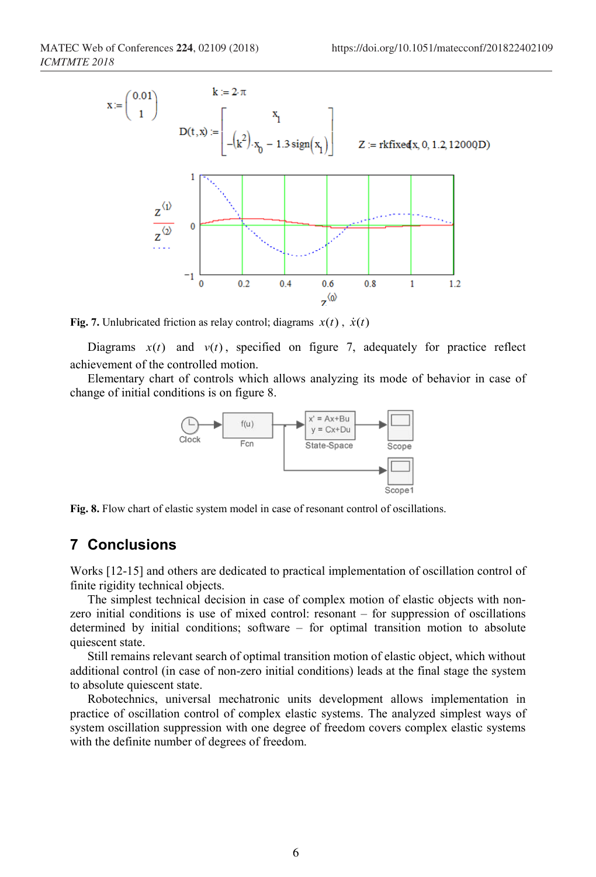$$x := \begin{pmatrix} 0.01 \\ 1 \end{pmatrix} \qquad k := 2\cdot\pi \qquad D(t,x) := \begin{bmatrix} x_1 \\ -(k^2)\cdot x_0 - 1.3\,\mathrm{sign}(x_1) \end{bmatrix} \qquad Z := \mathrm{rkfixed}(x, 0, 1.2, 12000, D)$$

**Fig. 7.** Unlubricated friction as relay control; diagrams $x(t)$, $\dot{x}(t)$

Diagrams $x(t)$ and $v(t)$, specified on figure 7, adequately for practice reflect achievement of the controlled motion.

Elementary chart of controls which allows analyzing its mode of behavior in case of change of initial conditions is on figure 8.

**Fig. 8.** Flow chart of elastic system model in case of resonant control of oscillations.

## 7 Conclusions

Works [12-15] and others are dedicated to practical implementation of oscillation control of finite rigidity technical objects.

The simplest technical decision in case of complex motion of elastic objects with non-zero initial conditions is use of mixed control: resonant – for suppression of oscillations determined by initial conditions; software – for optimal transition motion to absolute quiescent state.

Still remains relevant search of optimal transition motion of elastic object, which without additional control (in case of non-zero initial conditions) leads at the final stage the system to absolute quiescent state.

Robotechnics, universal mechatronic units development allows implementation in practice of oscillation control of complex elastic systems. The analyzed simplest ways of system oscillation suppression with one degree of freedom covers complex elastic systems with the definite number of degrees of freedom.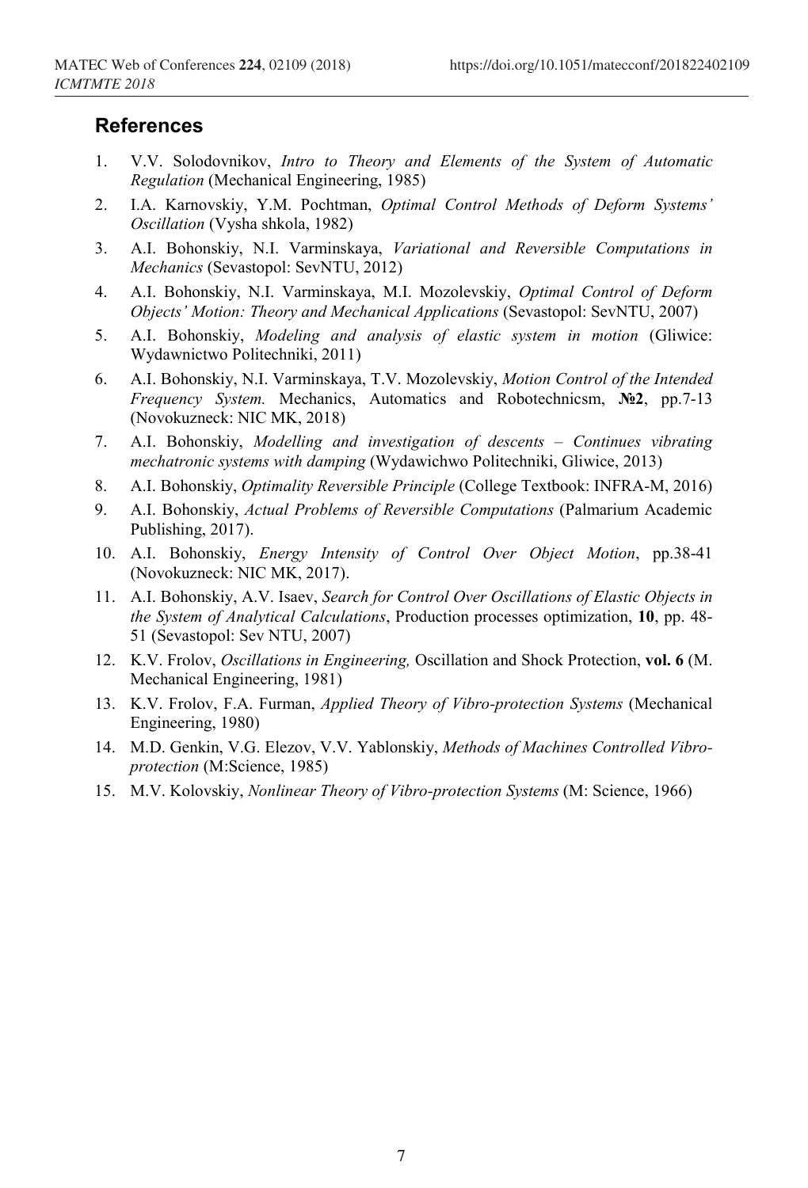## References

1. V.V. Solodovnikov, *Intro to Theory and Elements of the System of Automatic Regulation* (Mechanical Engineering, 1985)
2. I.A. Karnovskiy, Y.M. Pochtman, *Optimal Control Methods of Deform Systems' Oscillation* (Vysha shkola, 1982)
3. A.I. Bohonskiy, N.I. Varminskaya, *Variational and Reversible Computations in Mechanics* (Sevastopol: SevNTU, 2012)
4. A.I. Bohonskiy, N.I. Varminskaya, M.I. Mozolevskiy, *Optimal Control of Deform Objects' Motion: Theory and Mechanical Applications* (Sevastopol: SevNTU, 2007)
5. A.I. Bohonskiy, *Modeling and analysis of elastic system in motion* (Gliwice: Wydawnictwo Politechniki, 2011)
6. A.I. Bohonskiy, N.I. Varminskaya, T.V. Mozolevskiy, *Motion Control of the Intended Frequency System.* Mechanics, Automatics and Robotechnicsm, **№2**, pp.7-13 (Novokuzneck: NIC MK, 2018)
7. A.I. Bohonskiy, *Modelling and investigation of descents – Continues vibrating mechatronic systems with damping* (Wydawichwo Politechniki, Gliwice, 2013)
8. A.I. Bohonskiy, *Optimality Reversible Principle* (College Textbook: INFRA-M, 2016)
9. A.I. Bohonskiy, *Actual Problems of Reversible Computations* (Palmarium Academic Publishing, 2017).
10. A.I. Bohonskiy, *Energy Intensity of Control Over Object Motion*, pp.38-41 (Novokuzneck: NIC MK, 2017).
11. A.I. Bohonskiy, A.V. Isaev, *Search for Control Over Oscillations of Elastic Objects in the System of Analytical Calculations*, Production processes optimization, **10**, pp. 48-51 (Sevastopol: Sev NTU, 2007)
12. K.V. Frolov, *Oscillations in Engineering,* Oscillation and Shock Protection, **vol. 6** (M. Mechanical Engineering, 1981)
13. K.V. Frolov, F.A. Furman, *Applied Theory of Vibro-protection Systems* (Mechanical Engineering, 1980)
14. M.D. Genkin, V.G. Elezov, V.V. Yablonskiy, *Methods of Machines Controlled Vibro-protection* (M:Science, 1985)
15. M.V. Kolovskiy, *Nonlinear Theory of Vibro-protection Systems* (M: Science, 1966)